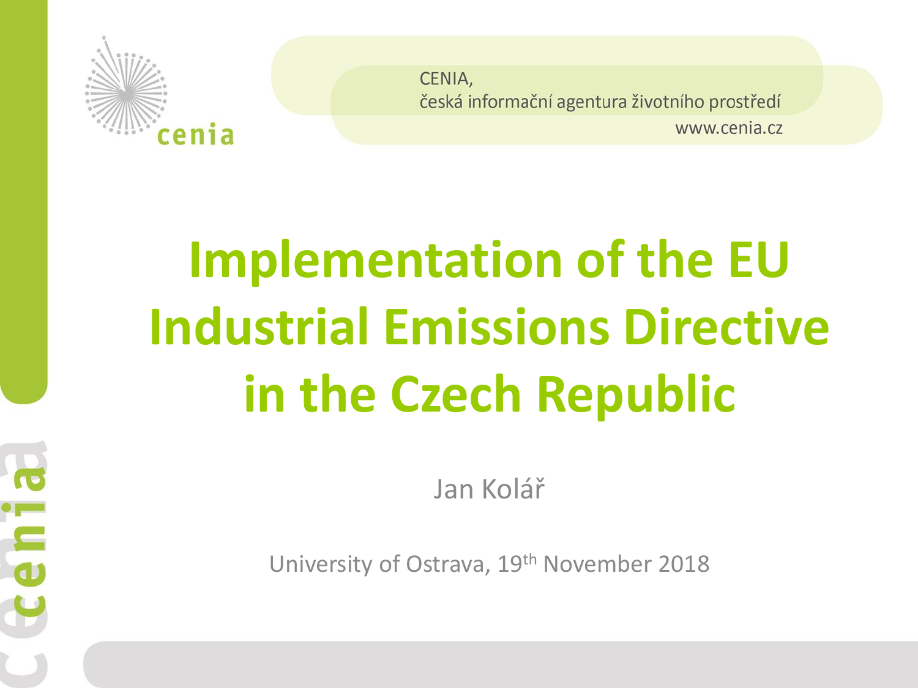CENIA,
česká informační agentura životního prostředí
www.cenia.cz

# Implementation of the EU Industrial Emissions Directive in the Czech Republic

Jan Kolář

University of Ostrava, 19th November 2018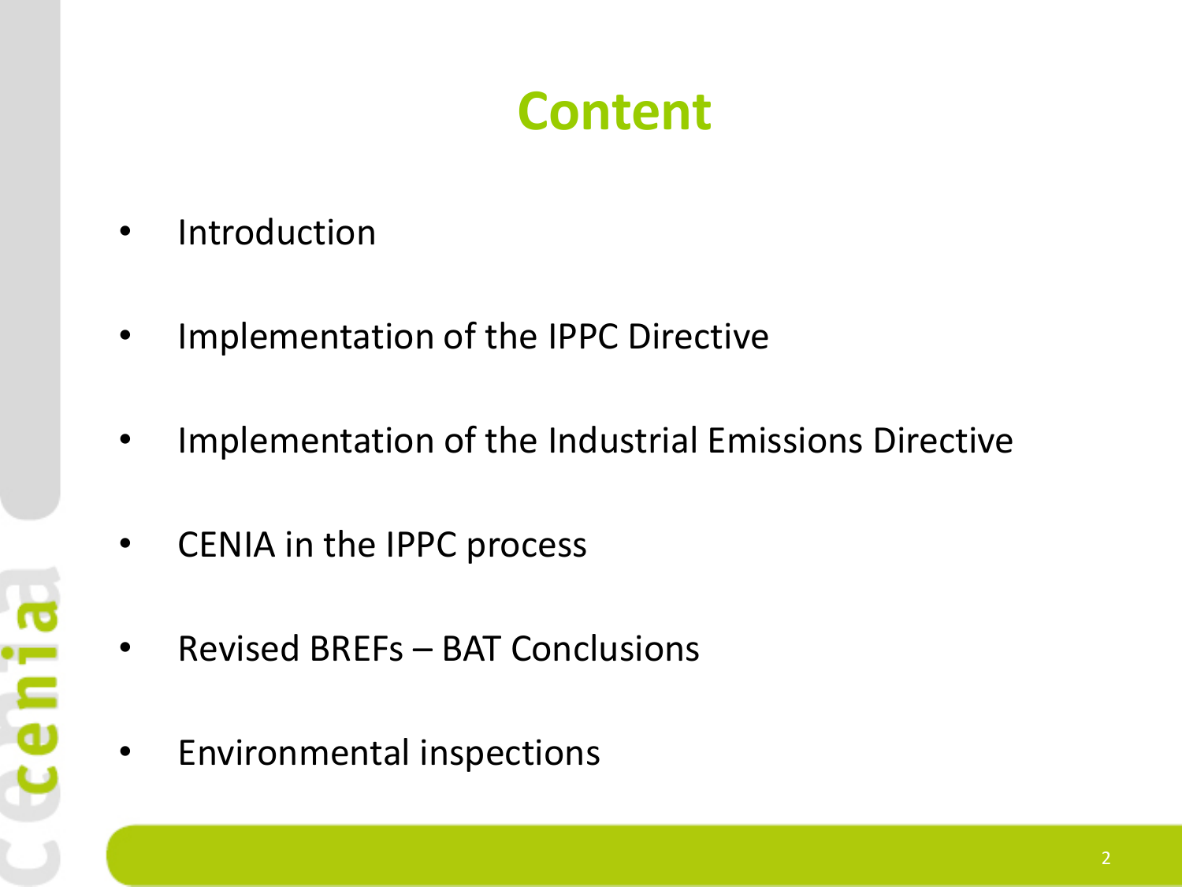# Content

- Introduction
- Implementation of the IPPC Directive
- Implementation of the Industrial Emissions Directive
- CENIA in the IPPC process
- Revised BREFs – BAT Conclusions
- Environmental inspections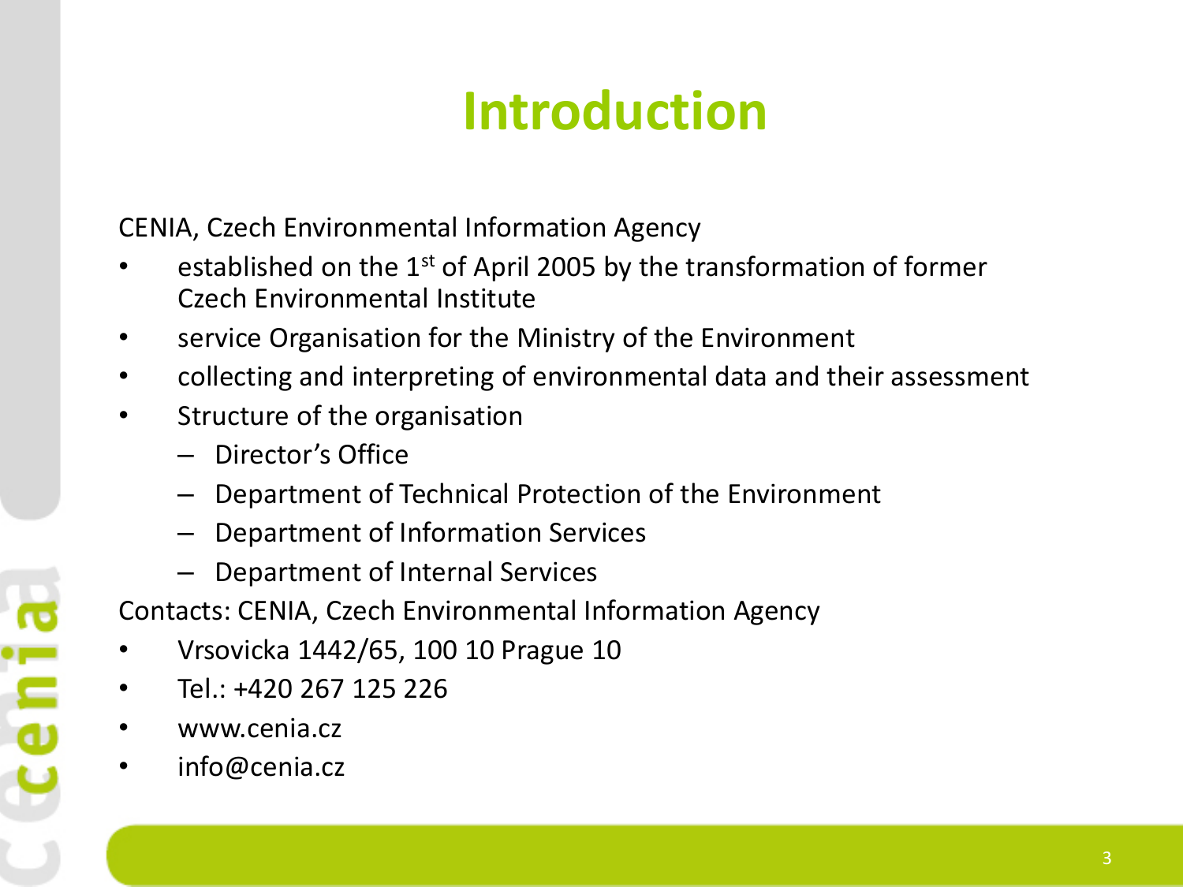# Introduction

CENIA, Czech Environmental Information Agency

- established on the 1st of April 2005 by the transformation of former Czech Environmental Institute
- service Organisation for the Ministry of the Environment
- collecting and interpreting of environmental data and their assessment
- Structure of the organisation
  - Director's Office
  - Department of Technical Protection of the Environment
  - Department of Information Services
  - Department of Internal Services

Contacts: CENIA, Czech Environmental Information Agency

- Vrsovicka 1442/65, 100 10 Prague 10
- Tel.: +420 267 125 226
- www.cenia.cz
- info@cenia.cz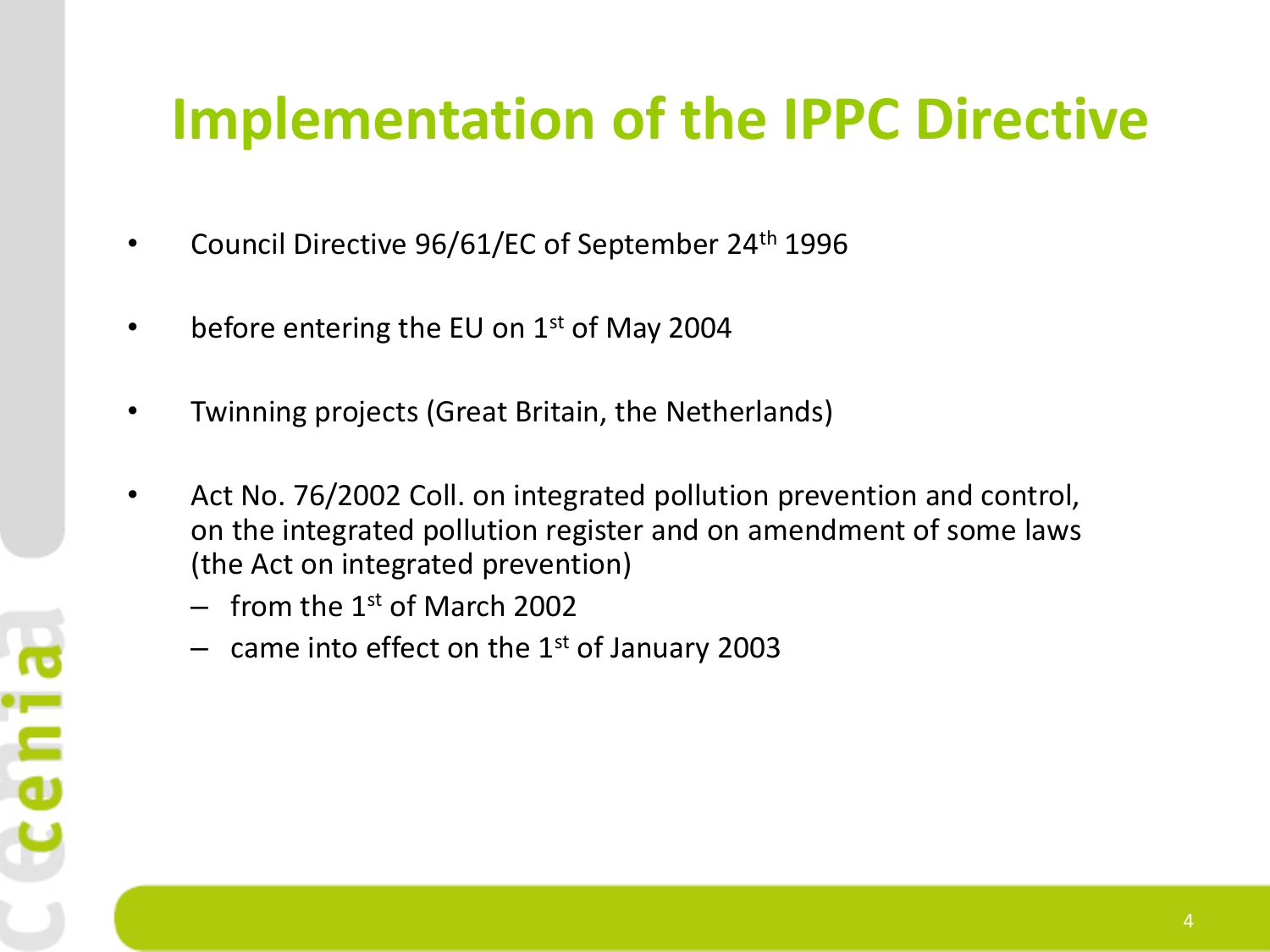# Implementation of the IPPC Directive

- Council Directive 96/61/EC of September 24th 1996
- before entering the EU on 1st of May 2004
- Twinning projects (Great Britain, the Netherlands)
- Act No. 76/2002 Coll. on integrated pollution prevention and control, on the integrated pollution register and on amendment of some laws (the Act on integrated prevention)
  - from the 1st of March 2002
  - came into effect on the 1st of January 2003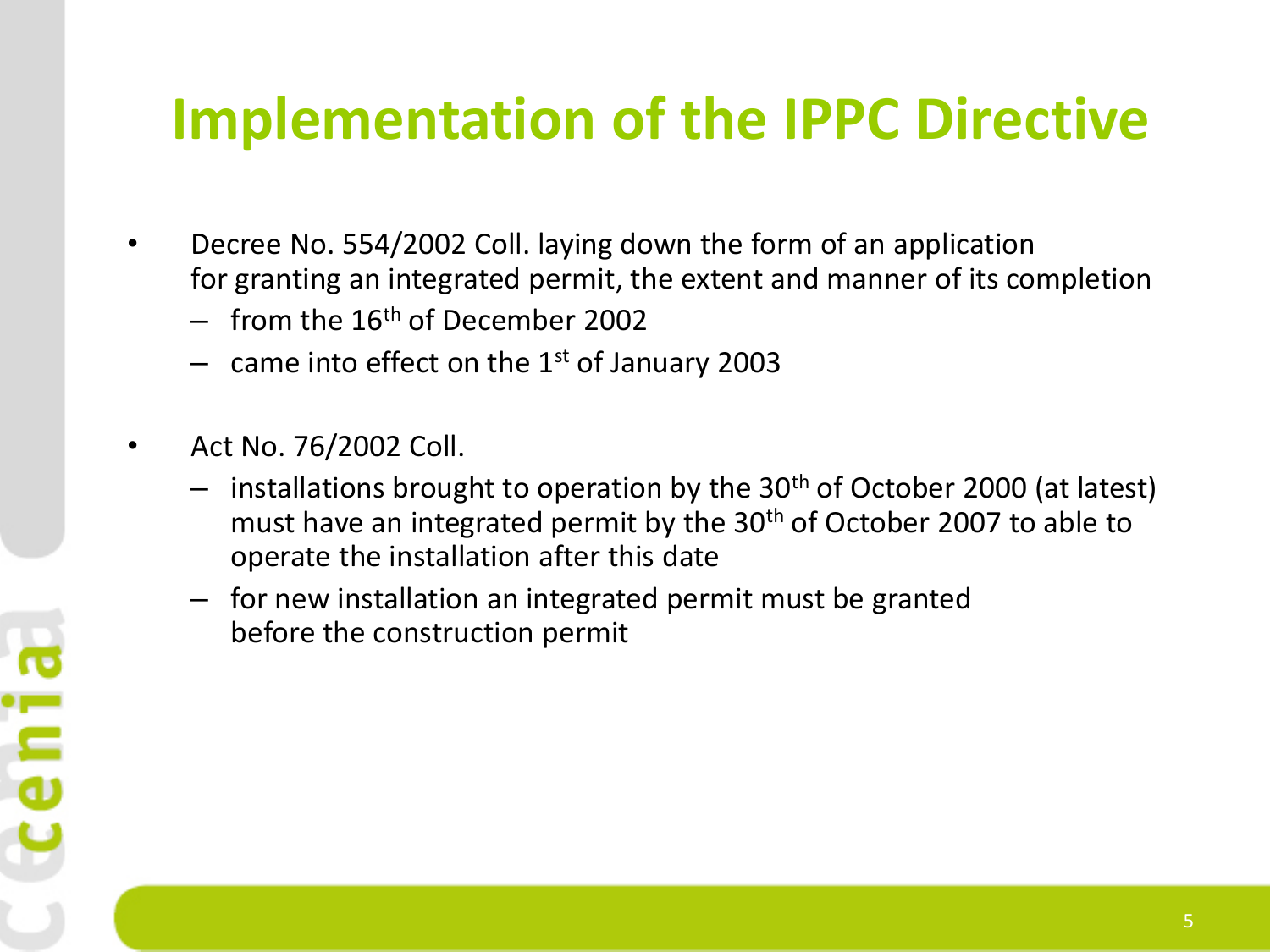# Implementation of the IPPC Directive

- Decree No. 554/2002 Coll. laying down the form of an application for granting an integrated permit, the extent and manner of its completion
  - from the 16th of December 2002
  - came into effect on the 1st of January 2003

- Act No. 76/2002 Coll.
  - installations brought to operation by the 30th of October 2000 (at latest) must have an integrated permit by the 30th of October 2007 to able to operate the installation after this date
  - for new installation an integrated permit must be granted before the construction permit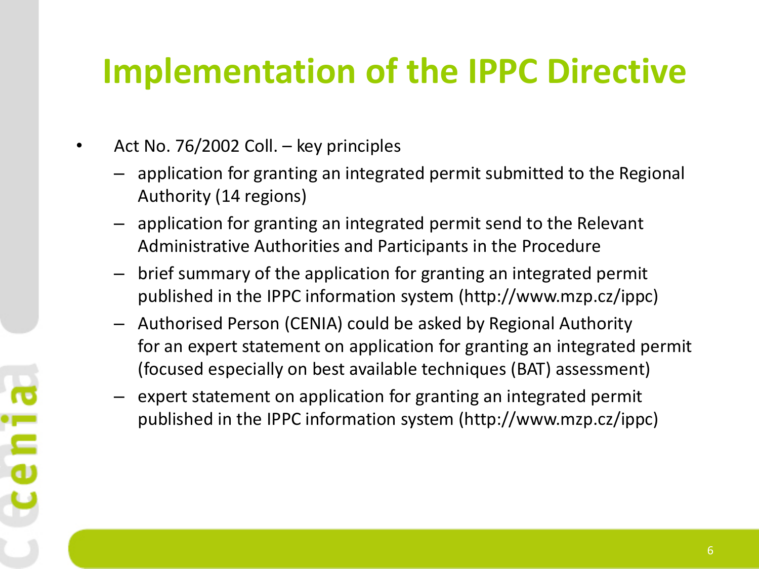# Implementation of the IPPC Directive

- Act No. 76/2002 Coll. – key principles
  - application for granting an integrated permit submitted to the Regional Authority (14 regions)
  - application for granting an integrated permit send to the Relevant Administrative Authorities and Participants in the Procedure
  - brief summary of the application for granting an integrated permit published in the IPPC information system (http://www.mzp.cz/ippc)
  - Authorised Person (CENIA) could be asked by Regional Authority for an expert statement on application for granting an integrated permit (focused especially on best available techniques (BAT) assessment)
  - expert statement on application for granting an integrated permit published in the IPPC information system (http://www.mzp.cz/ippc)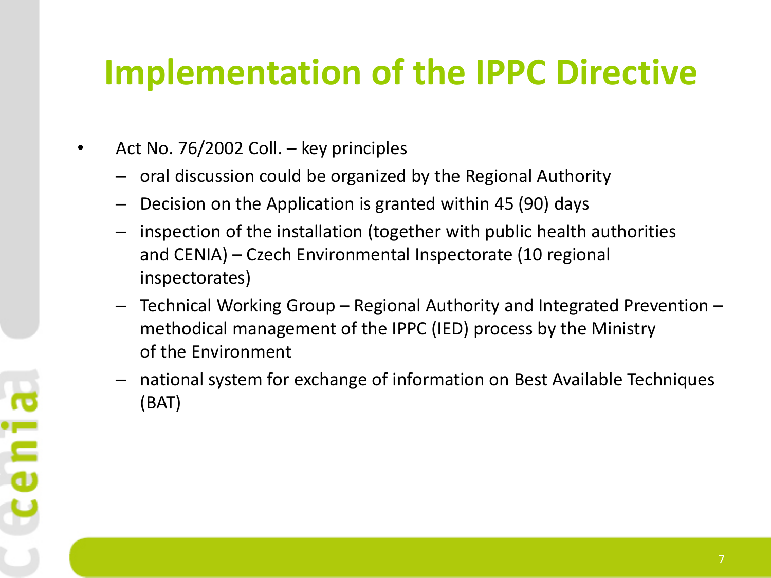# Implementation of the IPPC Directive

- Act No. 76/2002 Coll. – key principles
  - oral discussion could be organized by the Regional Authority
  - Decision on the Application is granted within 45 (90) days
  - inspection of the installation (together with public health authorities and CENIA) – Czech Environmental Inspectorate (10 regional inspectorates)
  - Technical Working Group – Regional Authority and Integrated Prevention – methodical management of the IPPC (IED) process by the Ministry of the Environment
  - national system for exchange of information on Best Available Techniques (BAT)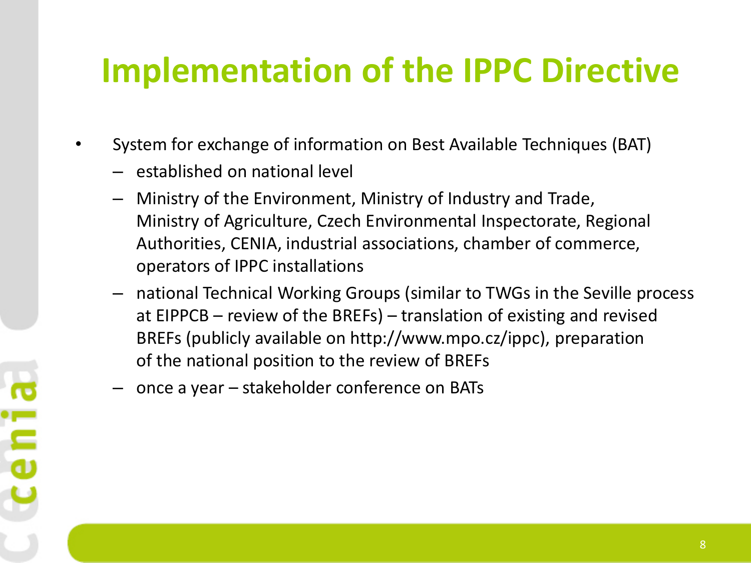# Implementation of the IPPC Directive

- System for exchange of information on Best Available Techniques (BAT)
  - established on national level
  - Ministry of the Environment, Ministry of Industry and Trade, Ministry of Agriculture, Czech Environmental Inspectorate, Regional Authorities, CENIA, industrial associations, chamber of commerce, operators of IPPC installations
  - national Technical Working Groups (similar to TWGs in the Seville process at EIPPCB – review of the BREFs) – translation of existing and revised BREFs (publicly available on http://www.mpo.cz/ippc), preparation of the national position to the review of BREFs
  - once a year – stakeholder conference on BATs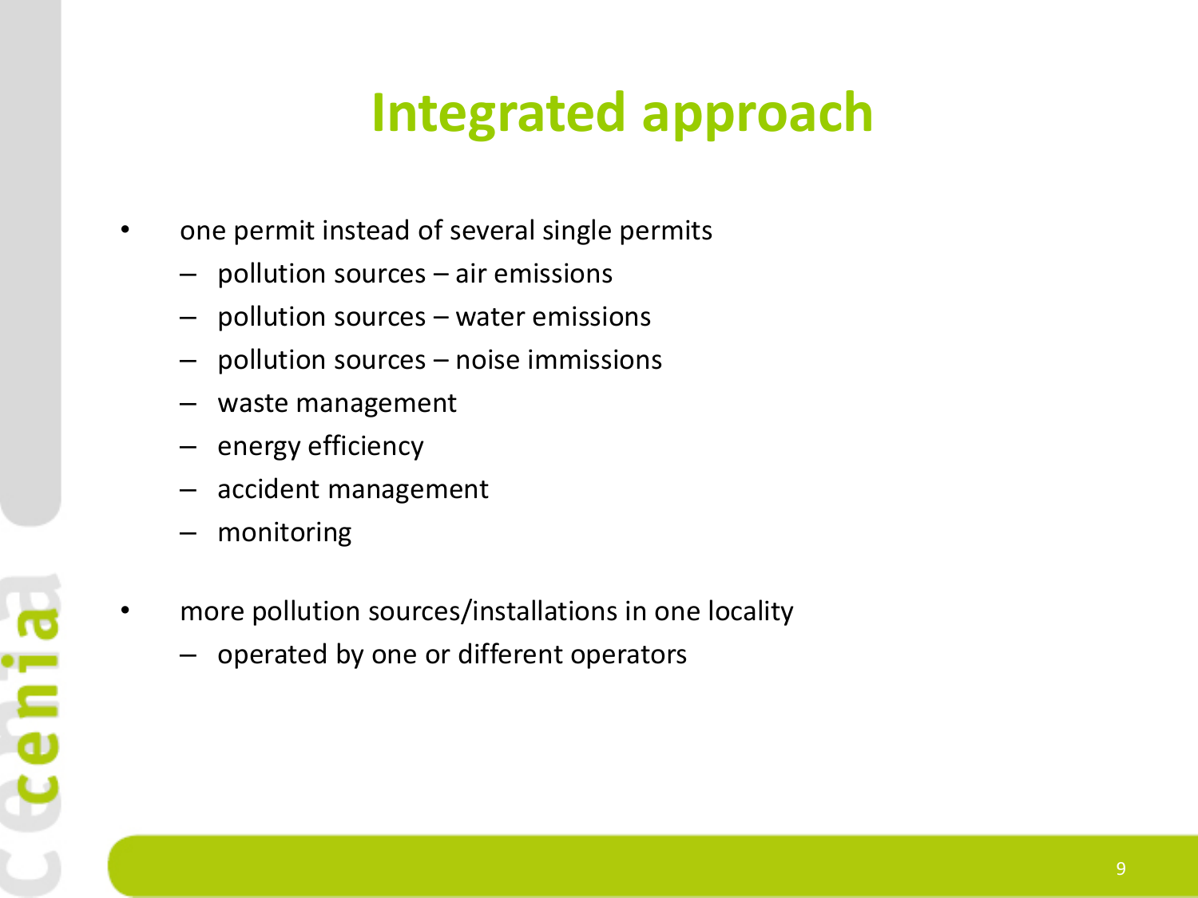# Integrated approach

- one permit instead of several single permits
  - pollution sources – air emissions
  - pollution sources – water emissions
  - pollution sources – noise immissions
  - waste management
  - energy efficiency
  - accident management
  - monitoring
- more pollution sources/installations in one locality
  - operated by one or different operators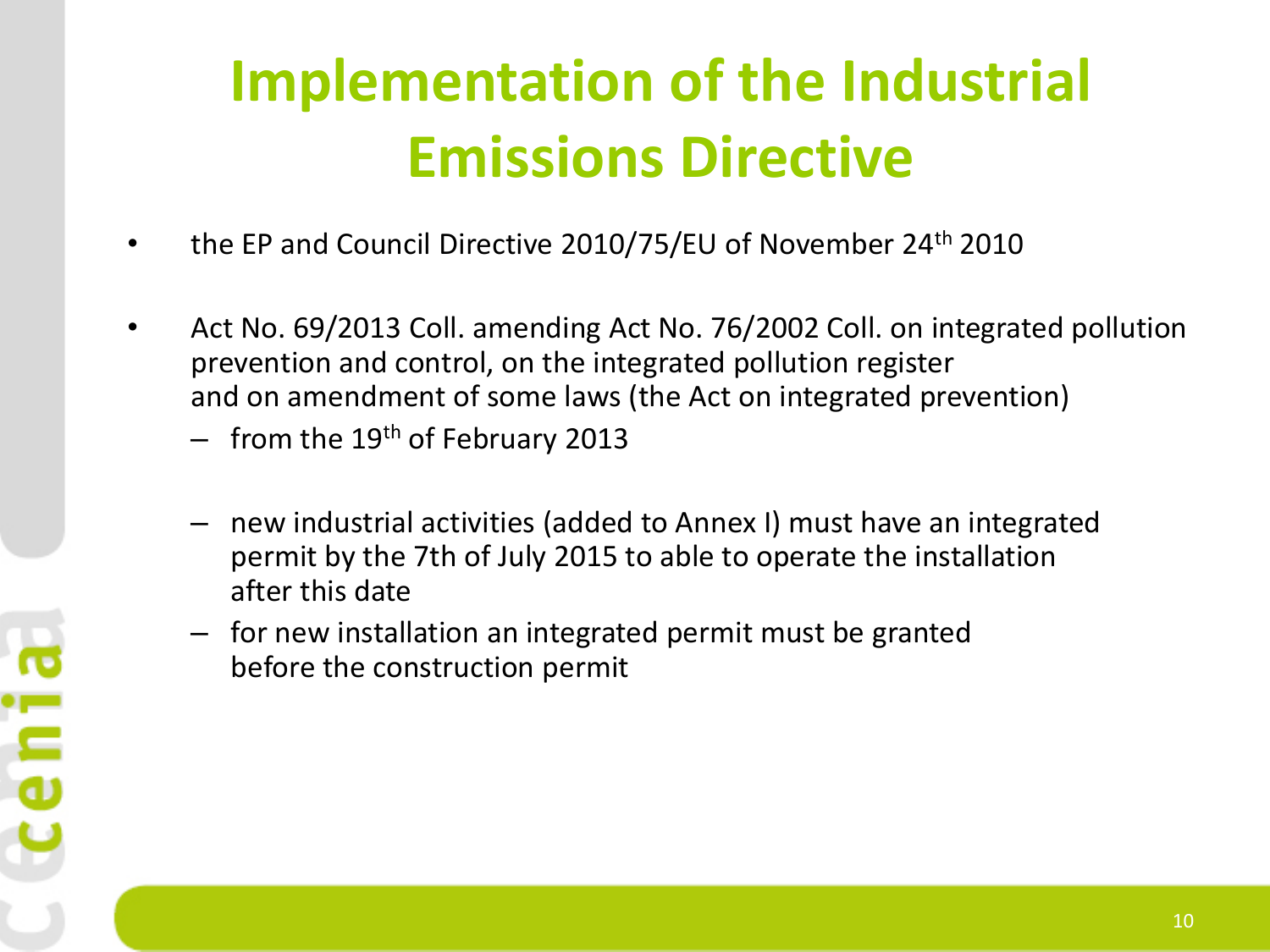# Implementation of the Industrial Emissions Directive

- the EP and Council Directive 2010/75/EU of November 24th 2010
- Act No. 69/2013 Coll. amending Act No. 76/2002 Coll. on integrated pollution prevention and control, on the integrated pollution register and on amendment of some laws (the Act on integrated prevention)
  - from the 19th of February 2013
  - new industrial activities (added to Annex I) must have an integrated permit by the 7th of July 2015 to able to operate the installation after this date
  - for new installation an integrated permit must be granted before the construction permit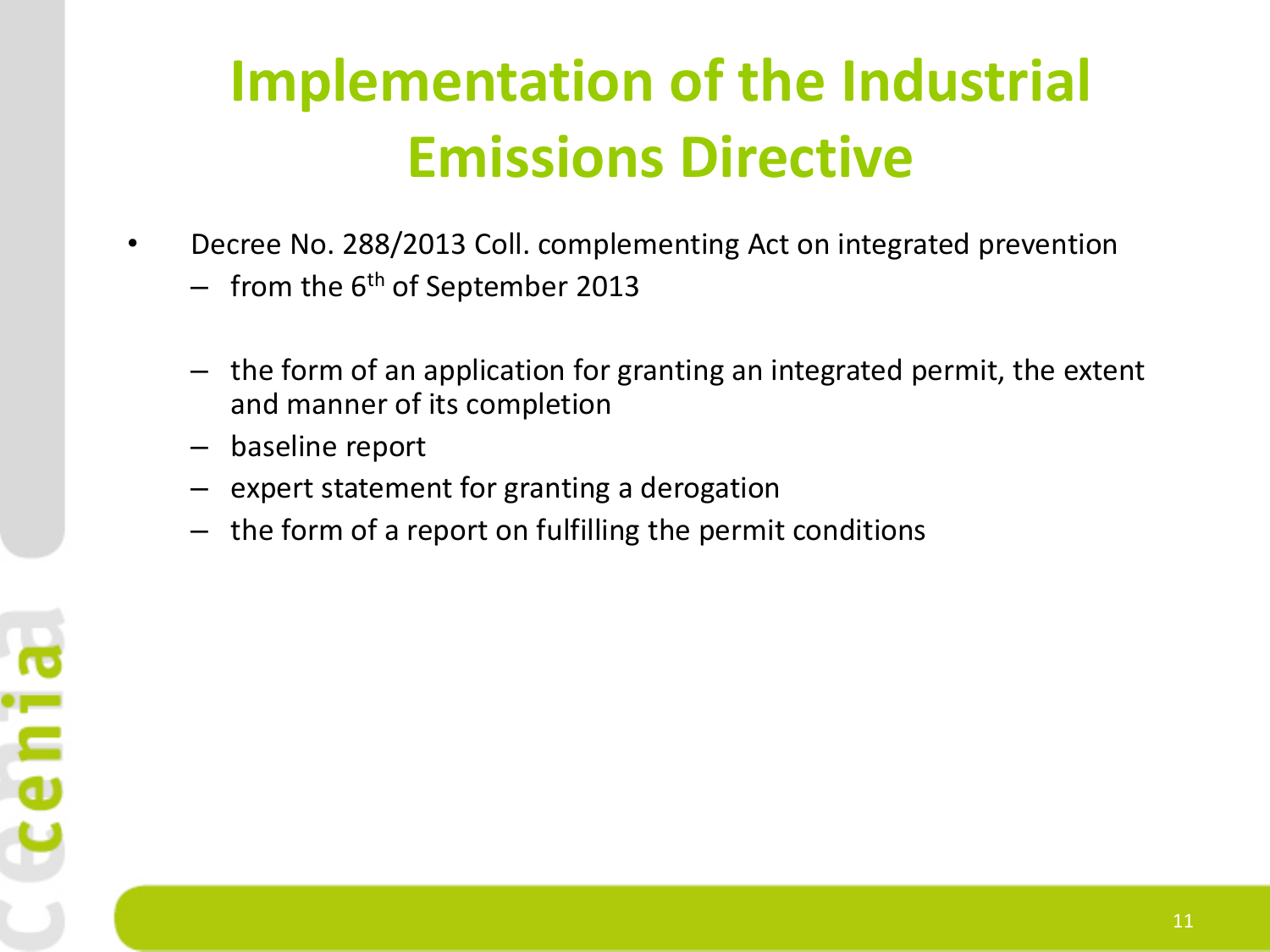# Implementation of the Industrial Emissions Directive

- Decree No. 288/2013 Coll. complementing Act on integrated prevention
  - from the 6th of September 2013
  - the form of an application for granting an integrated permit, the extent and manner of its completion
  - baseline report
  - expert statement for granting a derogation
  - the form of a report on fulfilling the permit conditions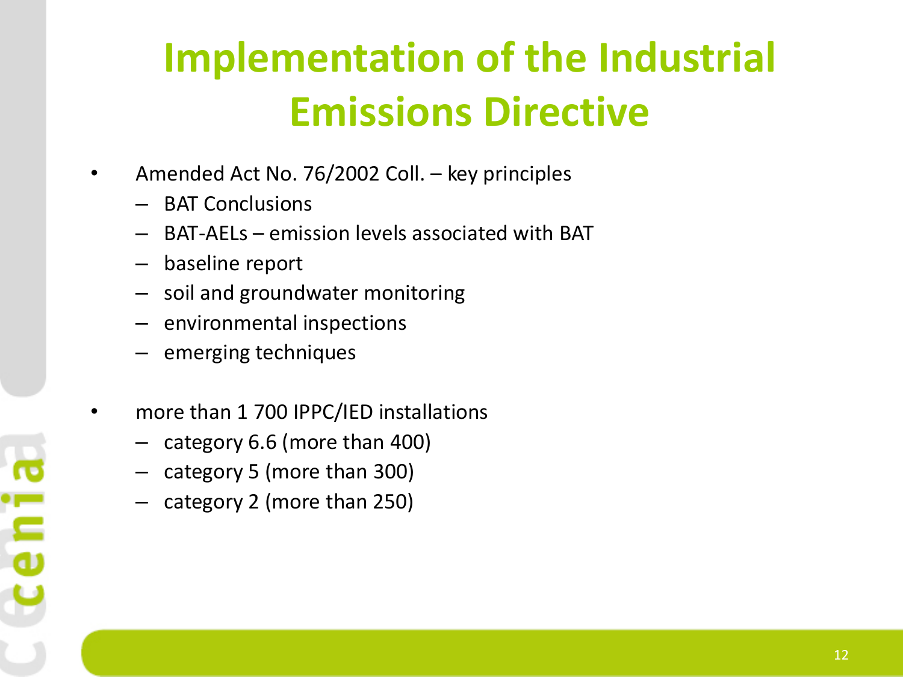# Implementation of the Industrial Emissions Directive

- Amended Act No. 76/2002 Coll. – key principles
  - BAT Conclusions
  - BAT-AELs – emission levels associated with BAT
  - baseline report
  - soil and groundwater monitoring
  - environmental inspections
  - emerging techniques

- more than 1 700 IPPC/IED installations
  - category 6.6 (more than 400)
  - category 5 (more than 300)
  - category 2 (more than 250)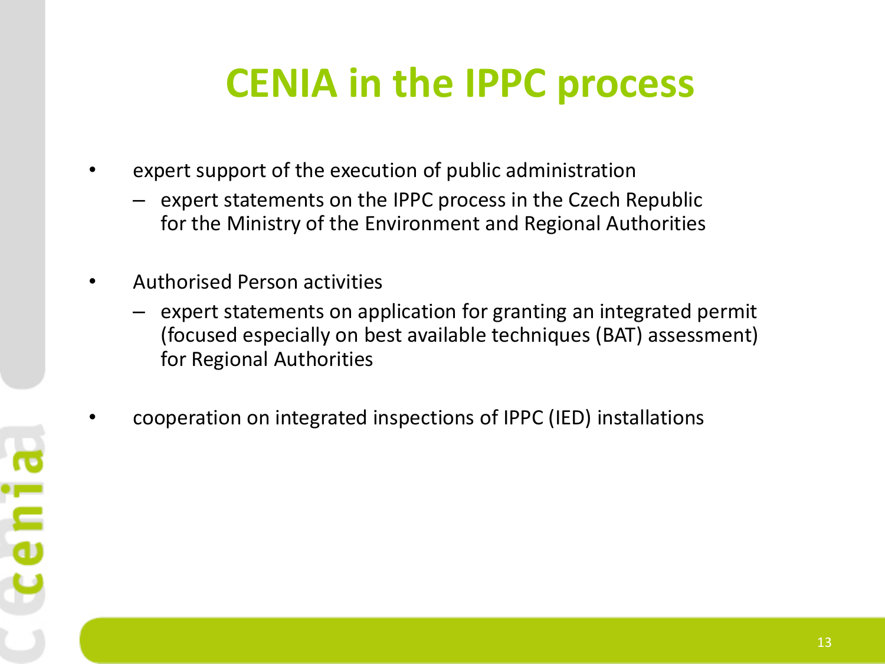# CENIA in the IPPC process

- expert support of the execution of public administration
  - expert statements on the IPPC process in the Czech Republic for the Ministry of the Environment and Regional Authorities

- Authorised Person activities
  - expert statements on application for granting an integrated permit (focused especially on best available techniques (BAT) assessment) for Regional Authorities

- cooperation on integrated inspections of IPPC (IED) installations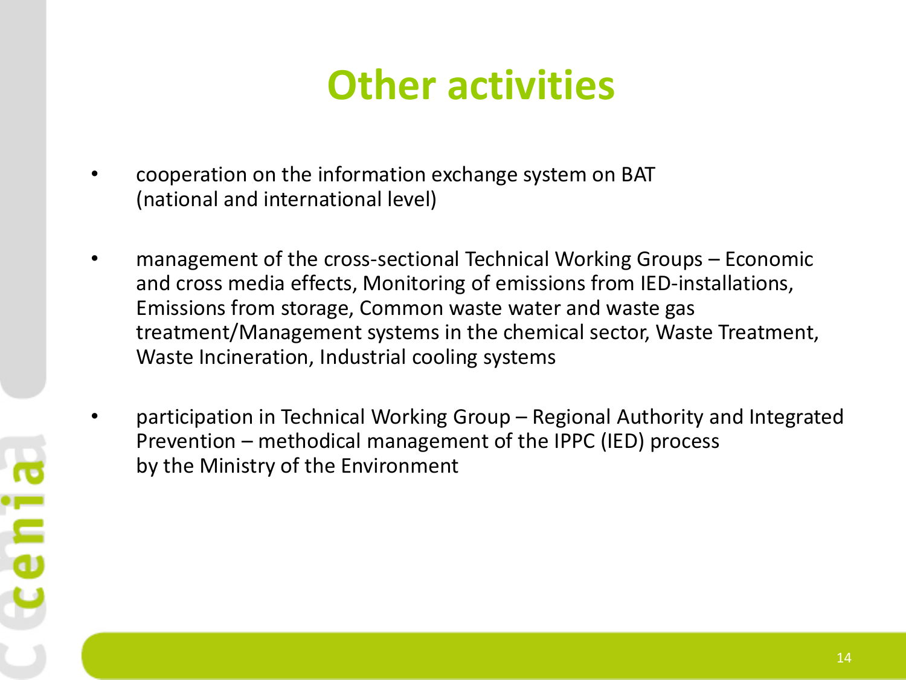# Other activities

- cooperation on the information exchange system on BAT (national and international level)
- management of the cross-sectional Technical Working Groups – Economic and cross media effects, Monitoring of emissions from IED-installations, Emissions from storage, Common waste water and waste gas treatment/Management systems in the chemical sector, Waste Treatment, Waste Incineration, Industrial cooling systems
- participation in Technical Working Group – Regional Authority and Integrated Prevention – methodical management of the IPPC (IED) process by the Ministry of the Environment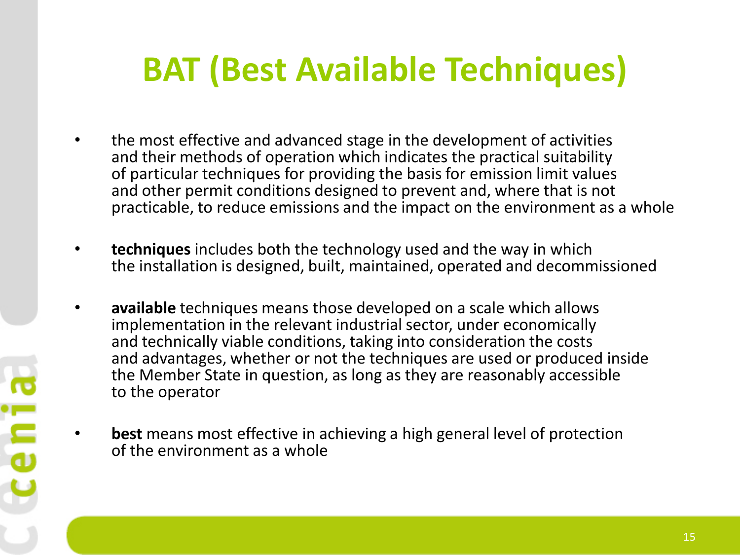# BAT (Best Available Techniques)

- the most effective and advanced stage in the development of activities and their methods of operation which indicates the practical suitability of particular techniques for providing the basis for emission limit values and other permit conditions designed to prevent and, where that is not practicable, to reduce emissions and the impact on the environment as a whole

- **techniques** includes both the technology used and the way in which the installation is designed, built, maintained, operated and decommissioned

- **available** techniques means those developed on a scale which allows implementation in the relevant industrial sector, under economically and technically viable conditions, taking into consideration the costs and advantages, whether or not the techniques are used or produced inside the Member State in question, as long as they are reasonably accessible to the operator

- **best** means most effective in achieving a high general level of protection of the environment as a whole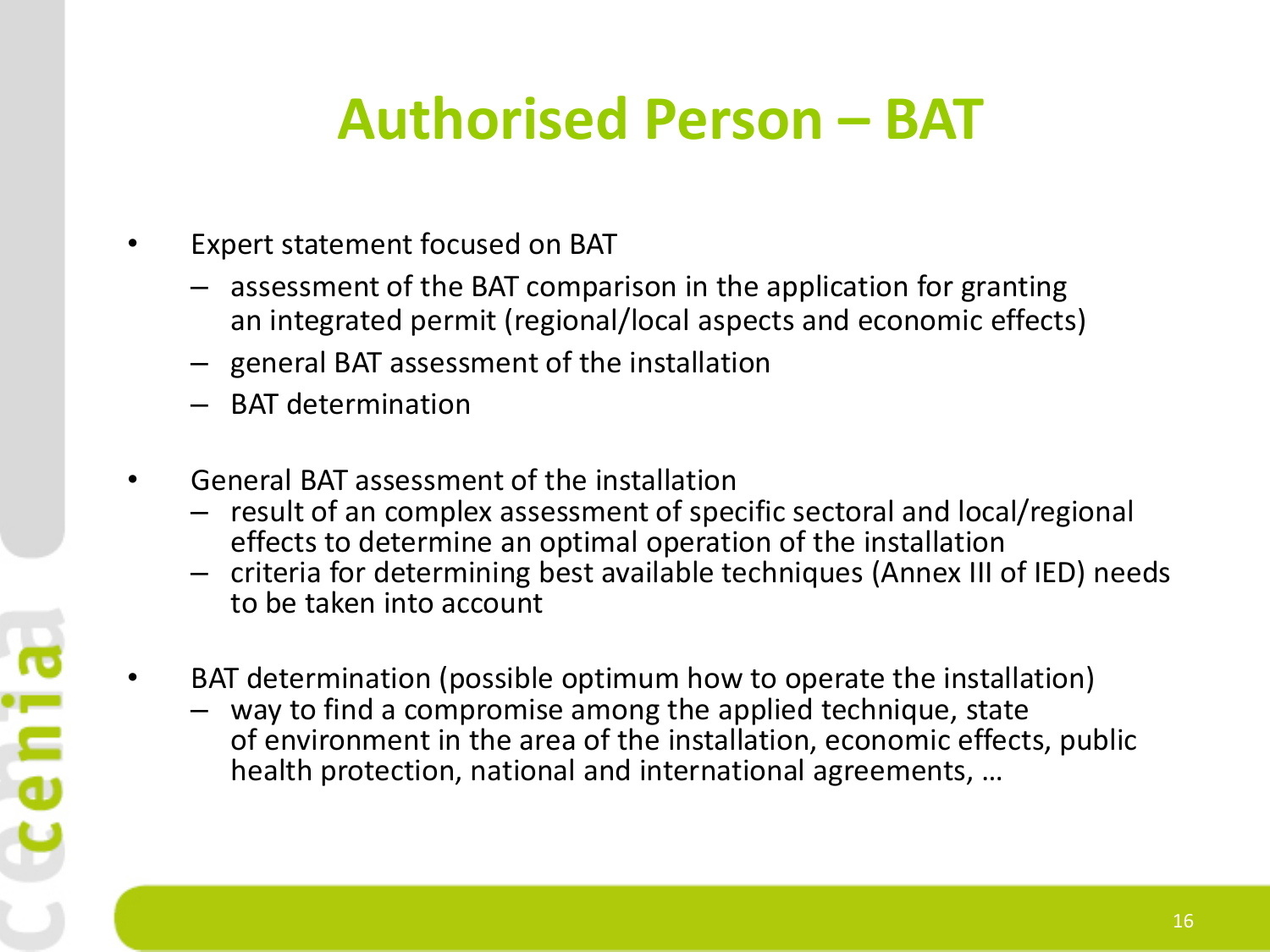# Authorised Person – BAT

- Expert statement focused on BAT
  - assessment of the BAT comparison in the application for granting an integrated permit (regional/local aspects and economic effects)
  - general BAT assessment of the installation
  - BAT determination

- General BAT assessment of the installation
  - result of an complex assessment of specific sectoral and local/regional effects to determine an optimal operation of the installation
  - criteria for determining best available techniques (Annex III of IED) needs to be taken into account

- BAT determination (possible optimum how to operate the installation)
  - way to find a compromise among the applied technique, state of environment in the area of the installation, economic effects, public health protection, national and international agreements, …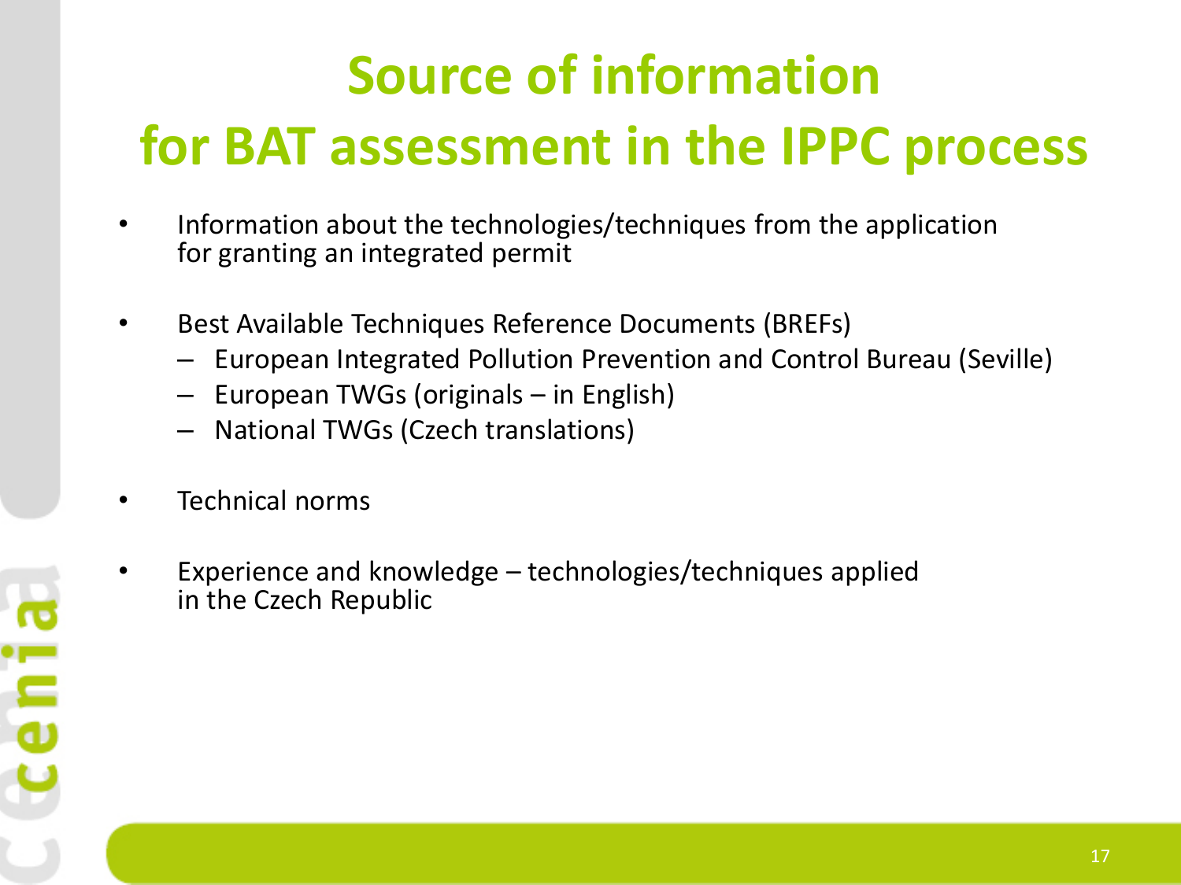# Source of information for BAT assessment in the IPPC process

- Information about the technologies/techniques from the application for granting an integrated permit
- Best Available Techniques Reference Documents (BREFs)
  - European Integrated Pollution Prevention and Control Bureau (Seville)
  - European TWGs (originals – in English)
  - National TWGs (Czech translations)
- Technical norms
- Experience and knowledge – technologies/techniques applied in the Czech Republic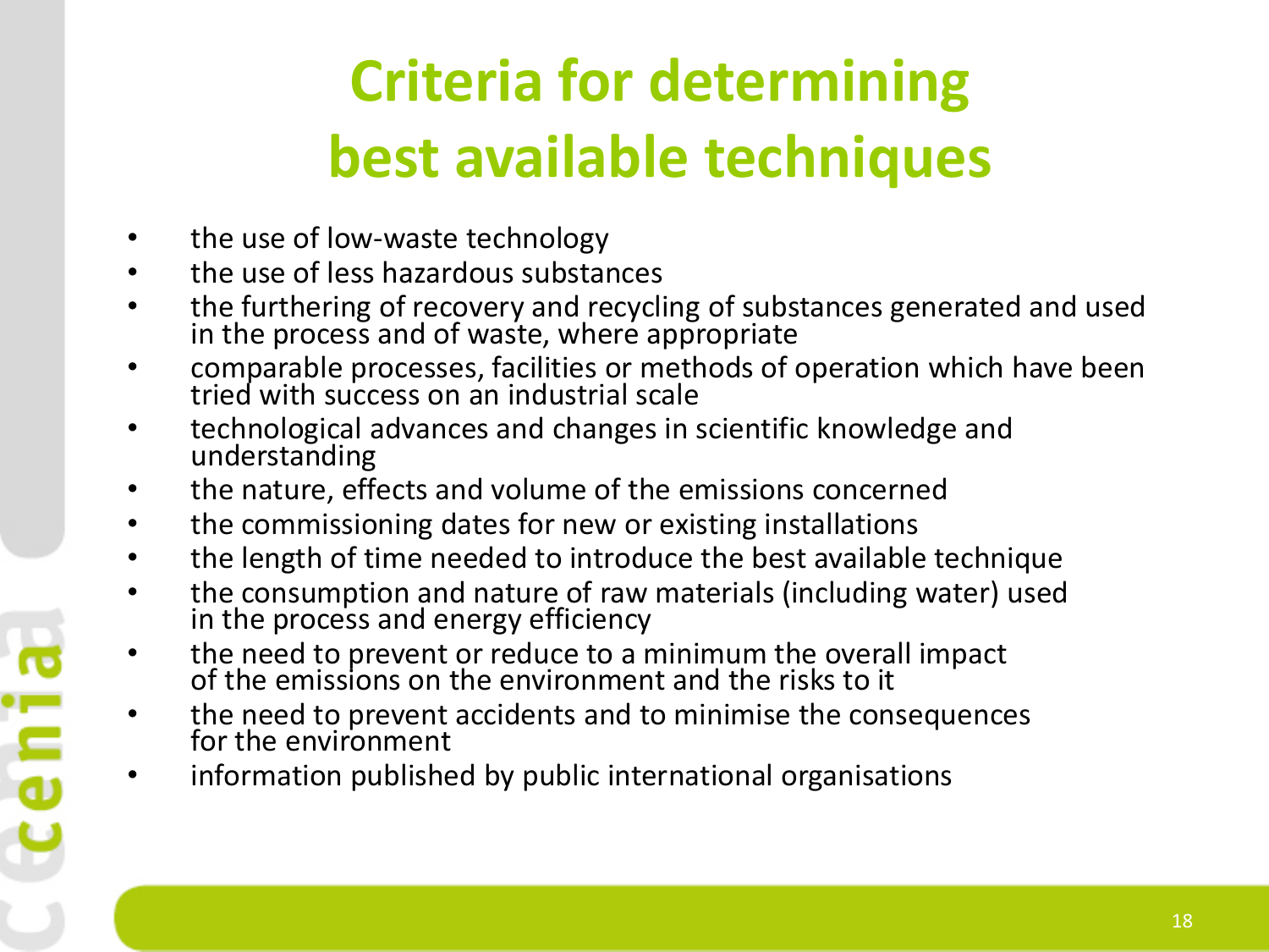# Criteria for determining best available techniques

- the use of low-waste technology
- the use of less hazardous substances
- the furthering of recovery and recycling of substances generated and used in the process and of waste, where appropriate
- comparable processes, facilities or methods of operation which have been tried with success on an industrial scale
- technological advances and changes in scientific knowledge and understanding
- the nature, effects and volume of the emissions concerned
- the commissioning dates for new or existing installations
- the length of time needed to introduce the best available technique
- the consumption and nature of raw materials (including water) used in the process and energy efficiency
- the need to prevent or reduce to a minimum the overall impact of the emissions on the environment and the risks to it
- the need to prevent accidents and to minimise the consequences for the environment
- information published by public international organisations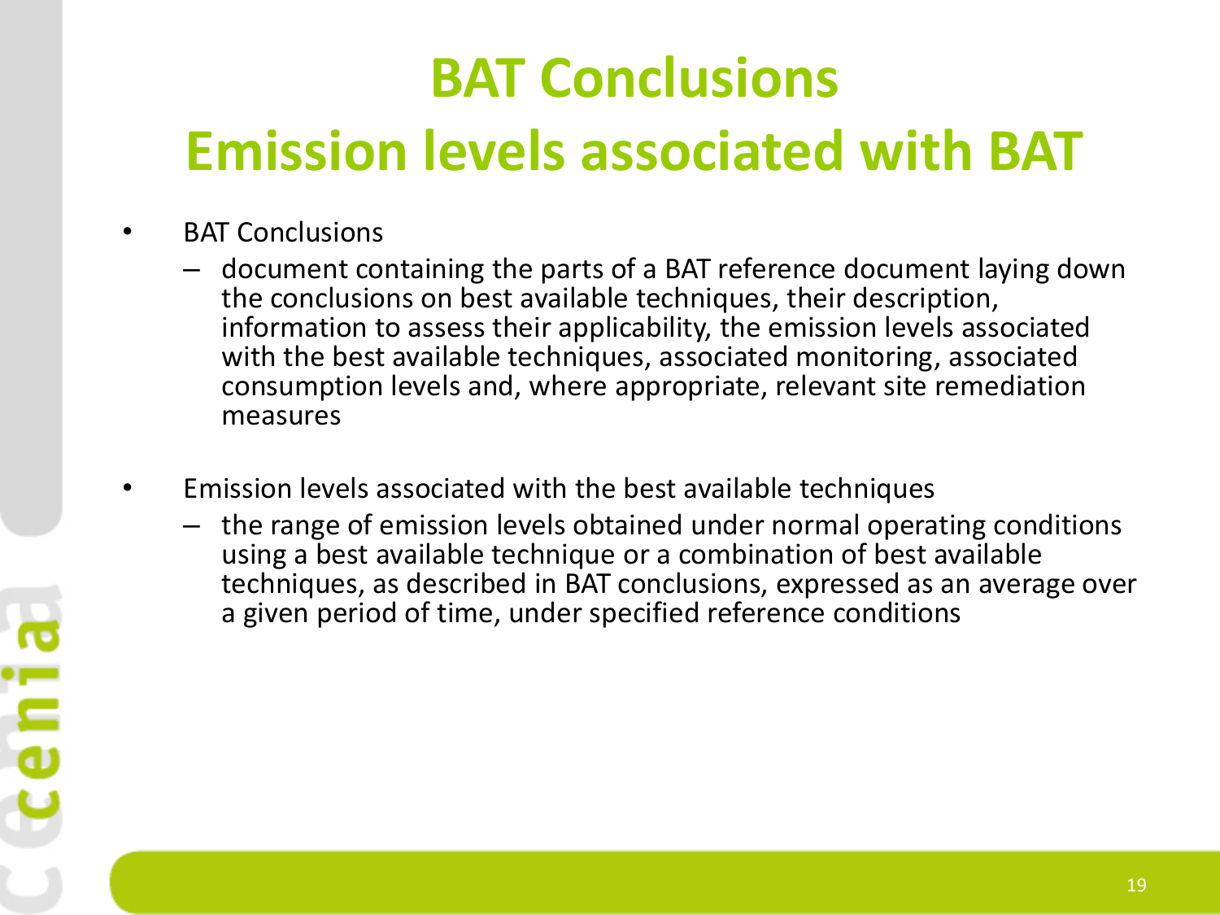# BAT Conclusions
# Emission levels associated with BAT

- BAT Conclusions
  - document containing the parts of a BAT reference document laying down the conclusions on best available techniques, their description, information to assess their applicability, the emission levels associated with the best available techniques, associated monitoring, associated consumption levels and, where appropriate, relevant site remediation measures
- Emission levels associated with the best available techniques
  - the range of emission levels obtained under normal operating conditions using a best available technique or a combination of best available techniques, as described in BAT conclusions, expressed as an average over a given period of time, under specified reference conditions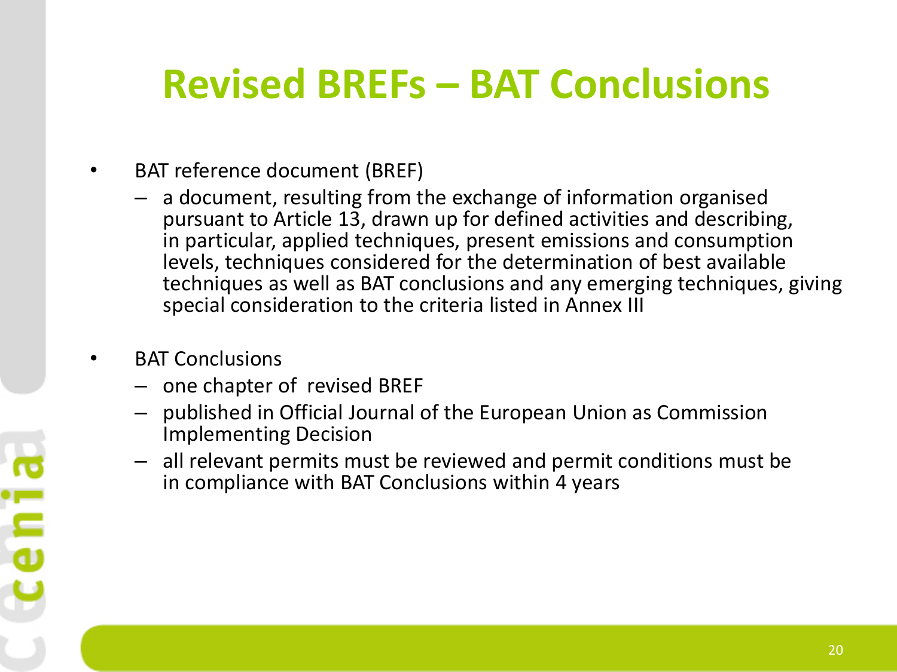# Revised BREFs – BAT Conclusions

- BAT reference document (BREF)
  - a document, resulting from the exchange of information organised pursuant to Article 13, drawn up for defined activities and describing, in particular, applied techniques, present emissions and consumption levels, techniques considered for the determination of best available techniques as well as BAT conclusions and any emerging techniques, giving special consideration to the criteria listed in Annex III

- BAT Conclusions
  - one chapter of revised BREF
  - published in Official Journal of the European Union as Commission Implementing Decision
  - all relevant permits must be reviewed and permit conditions must be in compliance with BAT Conclusions within 4 years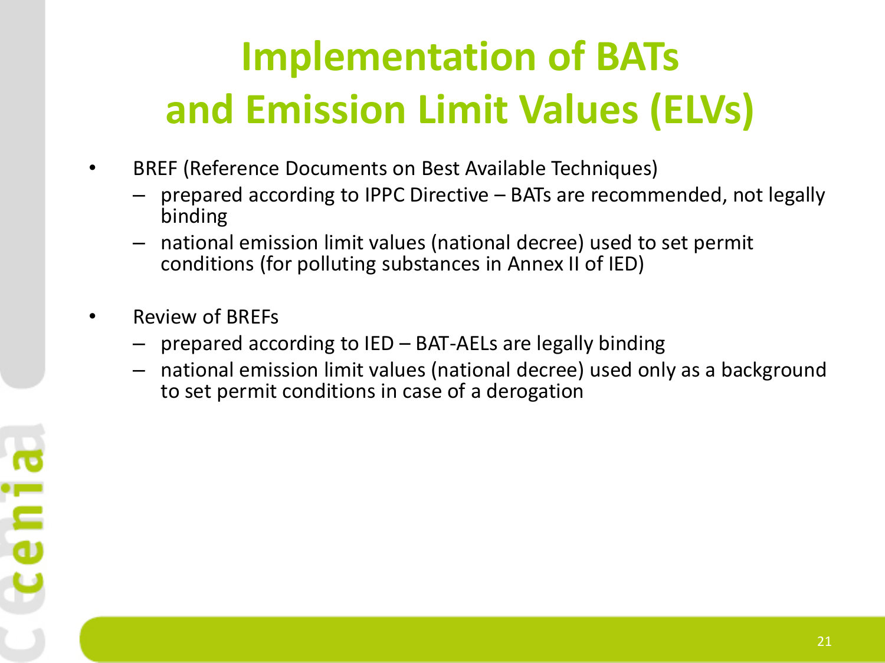# Implementation of BATs and Emission Limit Values (ELVs)

- BREF (Reference Documents on Best Available Techniques)
  - prepared according to IPPC Directive – BATs are recommended, not legally binding
  - national emission limit values (national decree) used to set permit conditions (for polluting substances in Annex II of IED)

- Review of BREFs
  - prepared according to IED – BAT-AELs are legally binding
  - national emission limit values (national decree) used only as a background to set permit conditions in case of a derogation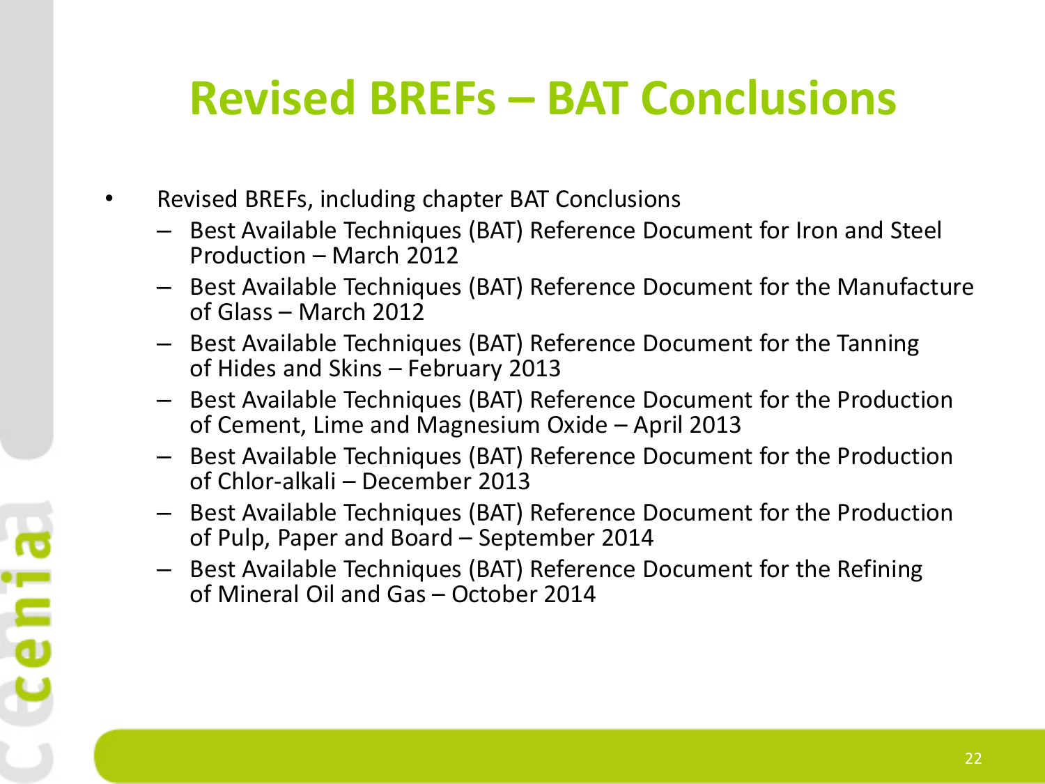# Revised BREFs – BAT Conclusions

- Revised BREFs, including chapter BAT Conclusions
  - Best Available Techniques (BAT) Reference Document for Iron and Steel Production – March 2012
  - Best Available Techniques (BAT) Reference Document for the Manufacture of Glass – March 2012
  - Best Available Techniques (BAT) Reference Document for the Tanning of Hides and Skins – February 2013
  - Best Available Techniques (BAT) Reference Document for the Production of Cement, Lime and Magnesium Oxide – April 2013
  - Best Available Techniques (BAT) Reference Document for the Production of Chlor-alkali – December 2013
  - Best Available Techniques (BAT) Reference Document for the Production of Pulp, Paper and Board – September 2014
  - Best Available Techniques (BAT) Reference Document for the Refining of Mineral Oil and Gas – October 2014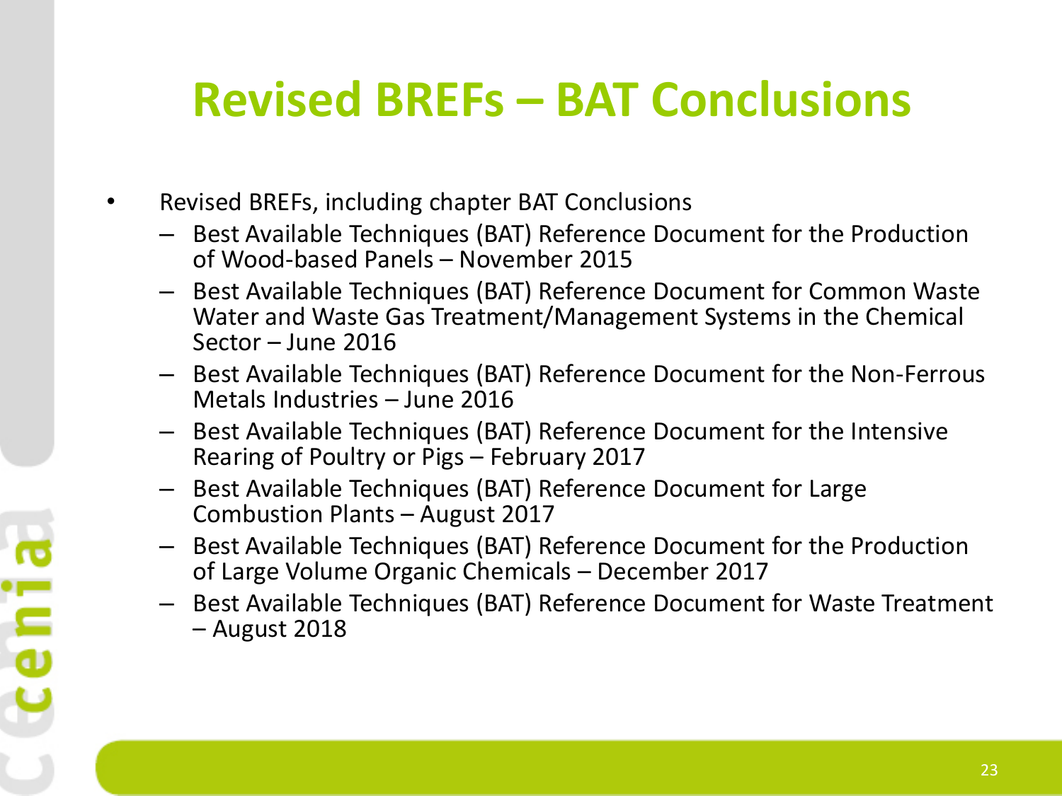# Revised BREFs – BAT Conclusions

- Revised BREFs, including chapter BAT Conclusions
  - Best Available Techniques (BAT) Reference Document for the Production of Wood-based Panels – November 2015
  - Best Available Techniques (BAT) Reference Document for Common Waste Water and Waste Gas Treatment/Management Systems in the Chemical Sector – June 2016
  - Best Available Techniques (BAT) Reference Document for the Non-Ferrous Metals Industries – June 2016
  - Best Available Techniques (BAT) Reference Document for the Intensive Rearing of Poultry or Pigs – February 2017
  - Best Available Techniques (BAT) Reference Document for Large Combustion Plants – August 2017
  - Best Available Techniques (BAT) Reference Document for the Production of Large Volume Organic Chemicals – December 2017
  - Best Available Techniques (BAT) Reference Document for Waste Treatment – August 2018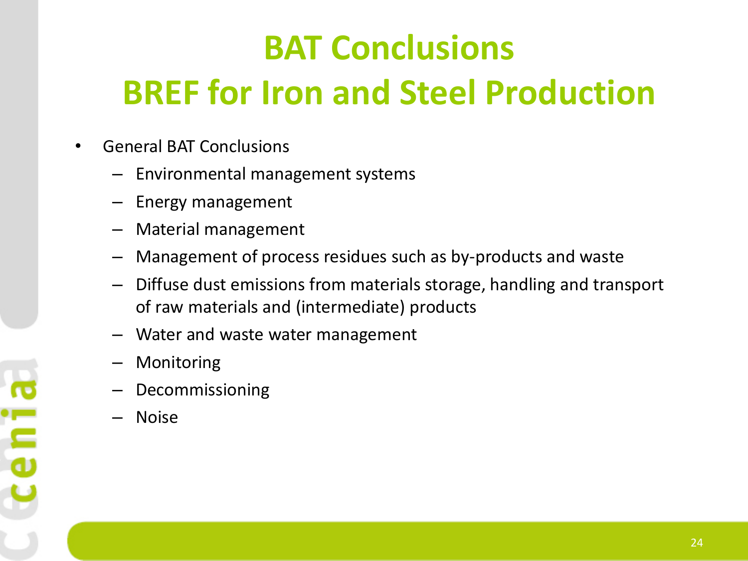# BAT Conclusions
# BREF for Iron and Steel Production

- General BAT Conclusions
  - Environmental management systems
  - Energy management
  - Material management
  - Management of process residues such as by-products and waste
  - Diffuse dust emissions from materials storage, handling and transport of raw materials and (intermediate) products
  - Water and waste water management
  - Monitoring
  - Decommissioning
  - Noise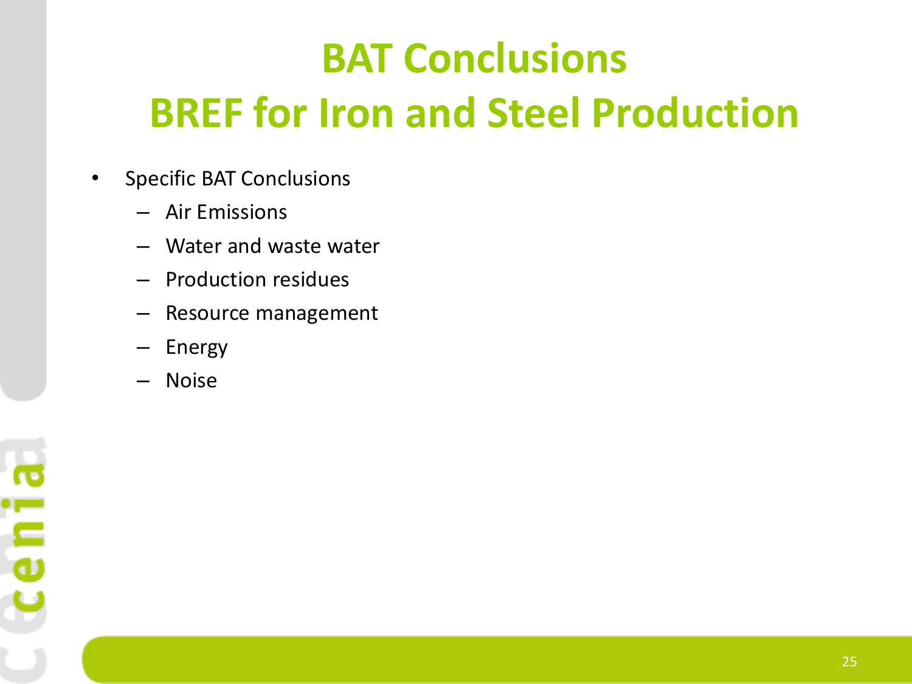# BAT Conclusions
# BREF for Iron and Steel Production

- Specific BAT Conclusions
  - Air Emissions
  - Water and waste water
  - Production residues
  - Resource management
  - Energy
  - Noise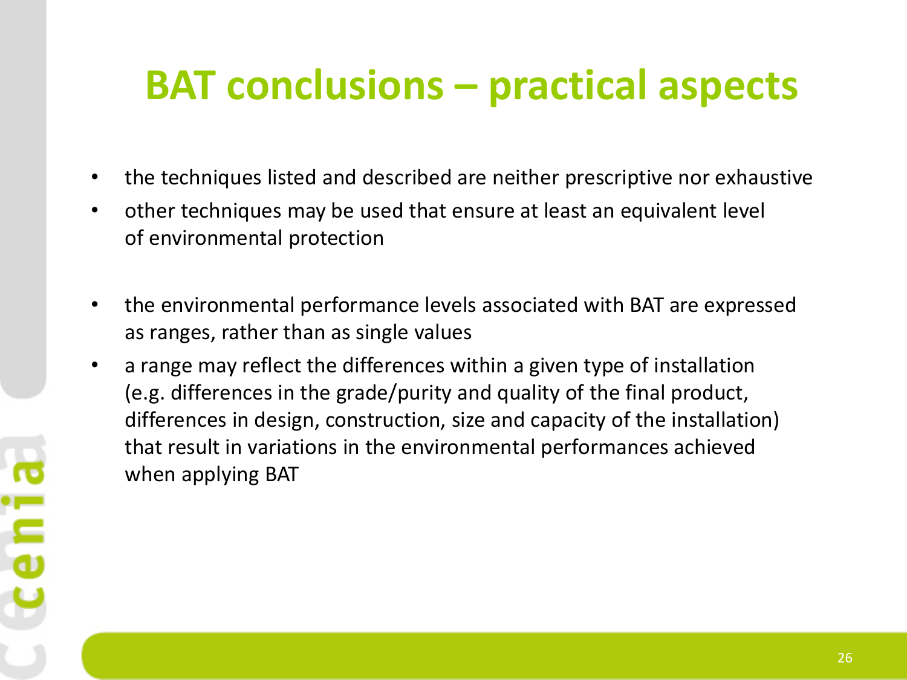# BAT conclusions – practical aspects

- the techniques listed and described are neither prescriptive nor exhaustive
- other techniques may be used that ensure at least an equivalent level of environmental protection

- the environmental performance levels associated with BAT are expressed as ranges, rather than as single values
- a range may reflect the differences within a given type of installation (e.g. differences in the grade/purity and quality of the final product, differences in design, construction, size and capacity of the installation) that result in variations in the environmental performances achieved when applying BAT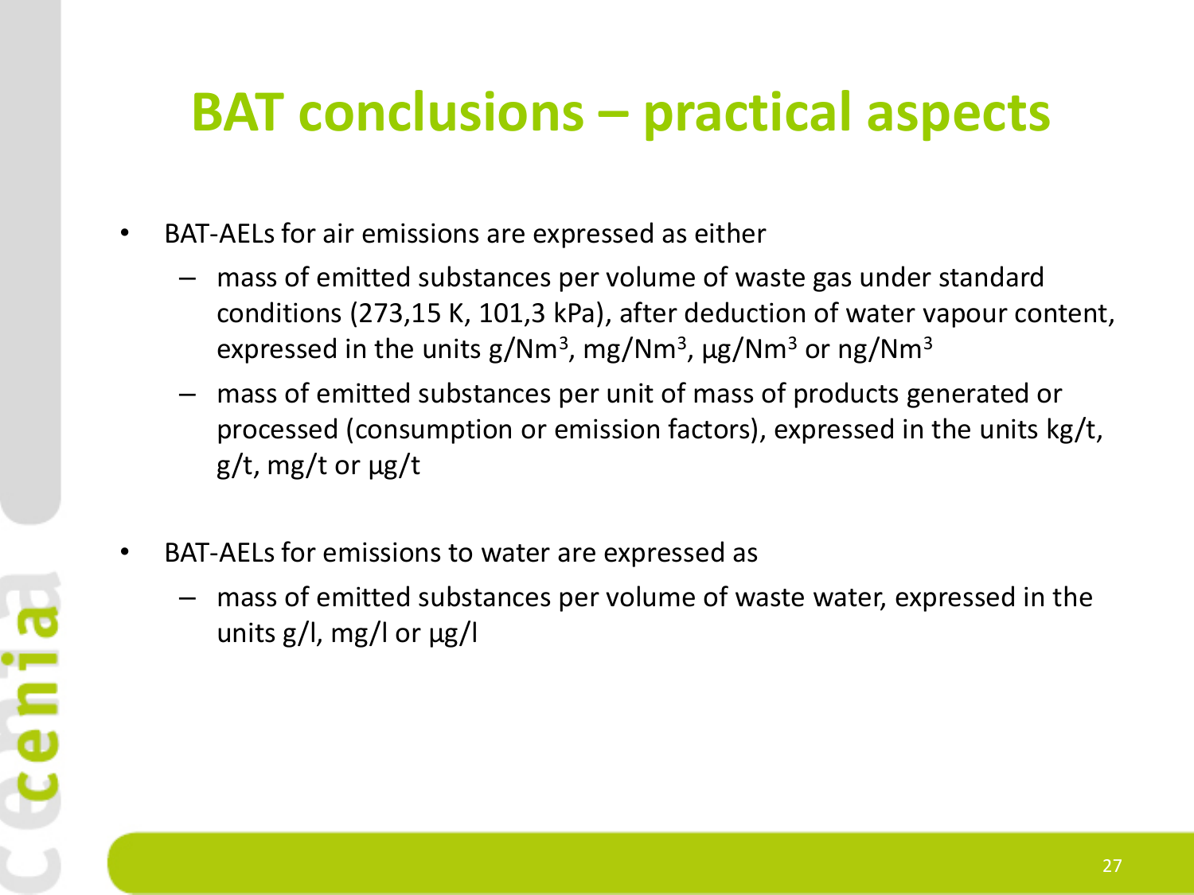# BAT conclusions – practical aspects

- BAT-AELs for air emissions are expressed as either
  - mass of emitted substances per volume of waste gas under standard conditions (273,15 K, 101,3 kPa), after deduction of water vapour content, expressed in the units $g/Nm^3$, $mg/Nm^3$, $\mu g/Nm^3$ or $ng/Nm^3$
  - mass of emitted substances per unit of mass of products generated or processed (consumption or emission factors), expressed in the units kg/t, g/t, mg/t or µg/t

- BAT-AELs for emissions to water are expressed as
  - mass of emitted substances per volume of waste water, expressed in the units g/l, mg/l or µg/l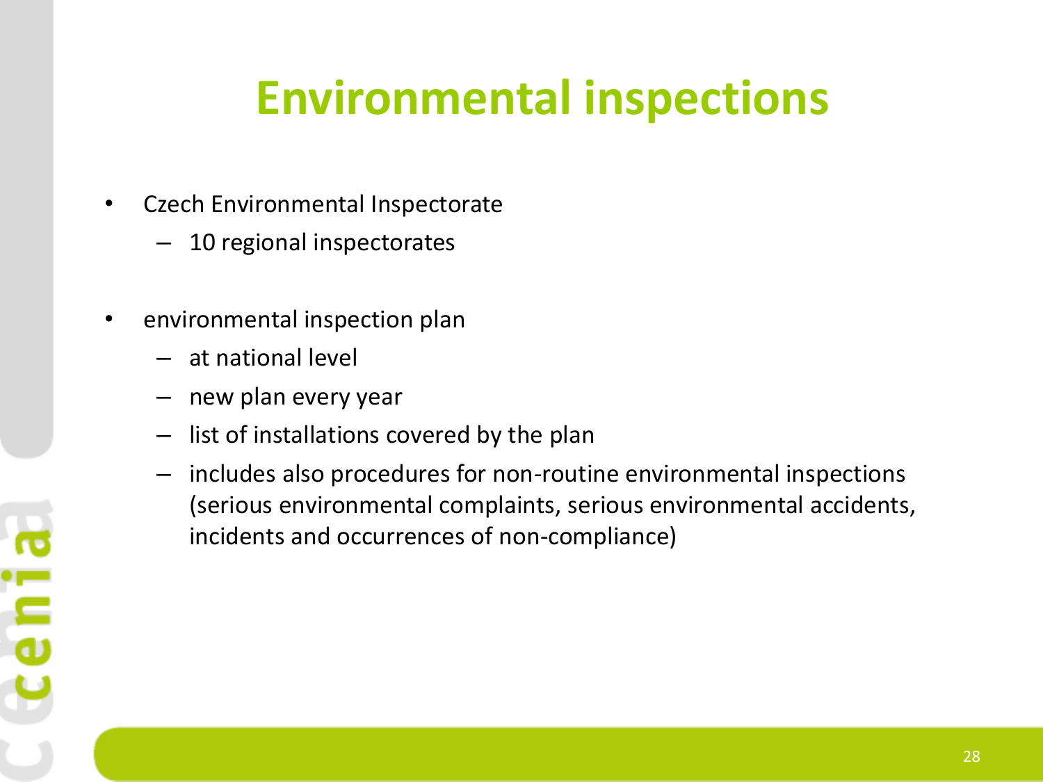# Environmental inspections

- Czech Environmental Inspectorate
  - 10 regional inspectorates

- environmental inspection plan
  - at national level
  - new plan every year
  - list of installations covered by the plan
  - includes also procedures for non-routine environmental inspections (serious environmental complaints, serious environmental accidents, incidents and occurrences of non-compliance)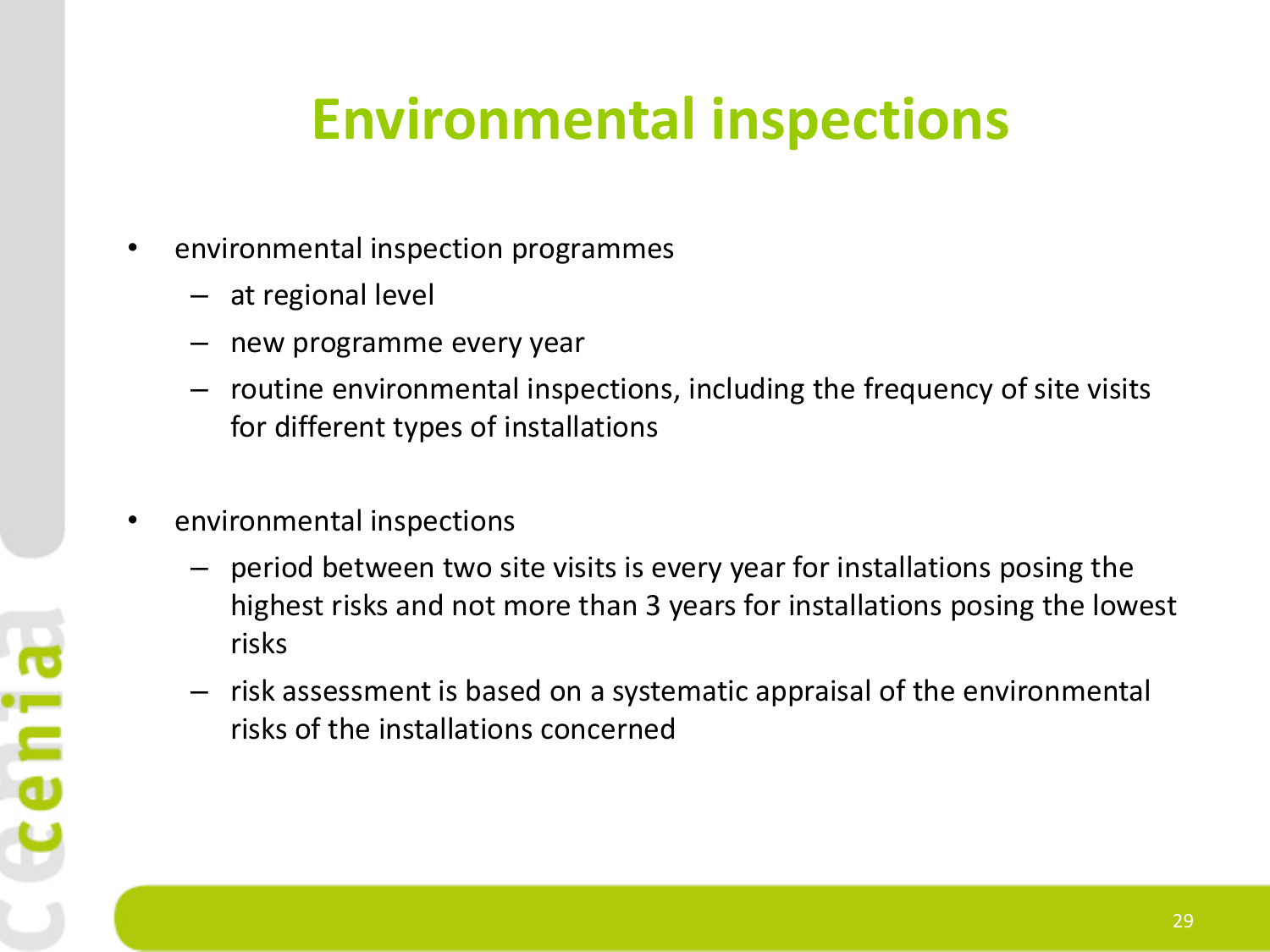# Environmental inspections

- environmental inspection programmes
  - at regional level
  - new programme every year
  - routine environmental inspections, including the frequency of site visits for different types of installations

- environmental inspections
  - period between two site visits is every year for installations posing the highest risks and not more than 3 years for installations posing the lowest risks
  - risk assessment is based on a systematic appraisal of the environmental risks of the installations concerned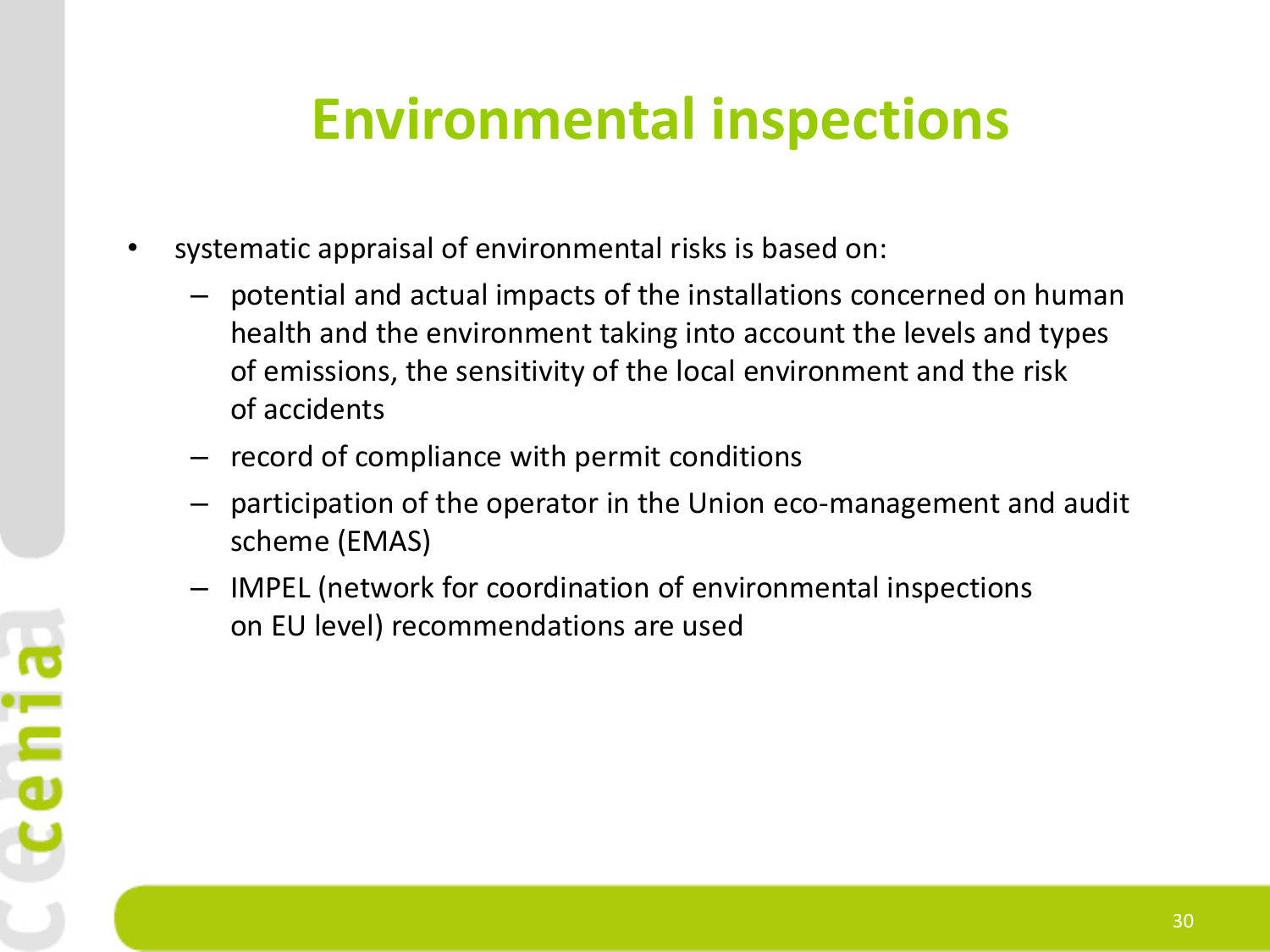# Environmental inspections

- systematic appraisal of environmental risks is based on:
  - potential and actual impacts of the installations concerned on human health and the environment taking into account the levels and types of emissions, the sensitivity of the local environment and the risk of accidents
  - record of compliance with permit conditions
  - participation of the operator in the Union eco-management and audit scheme (EMAS)
  - IMPEL (network for coordination of environmental inspections on EU level) recommendations are used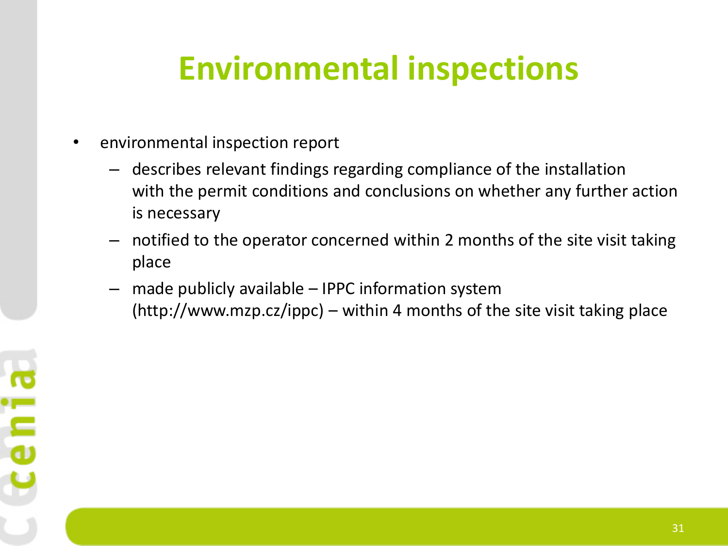# Environmental inspections

- environmental inspection report
  - describes relevant findings regarding compliance of the installation with the permit conditions and conclusions on whether any further action is necessary
  - notified to the operator concerned within 2 months of the site visit taking place
  - made publicly available – IPPC information system (http://www.mzp.cz/ippc) – within 4 months of the site visit taking place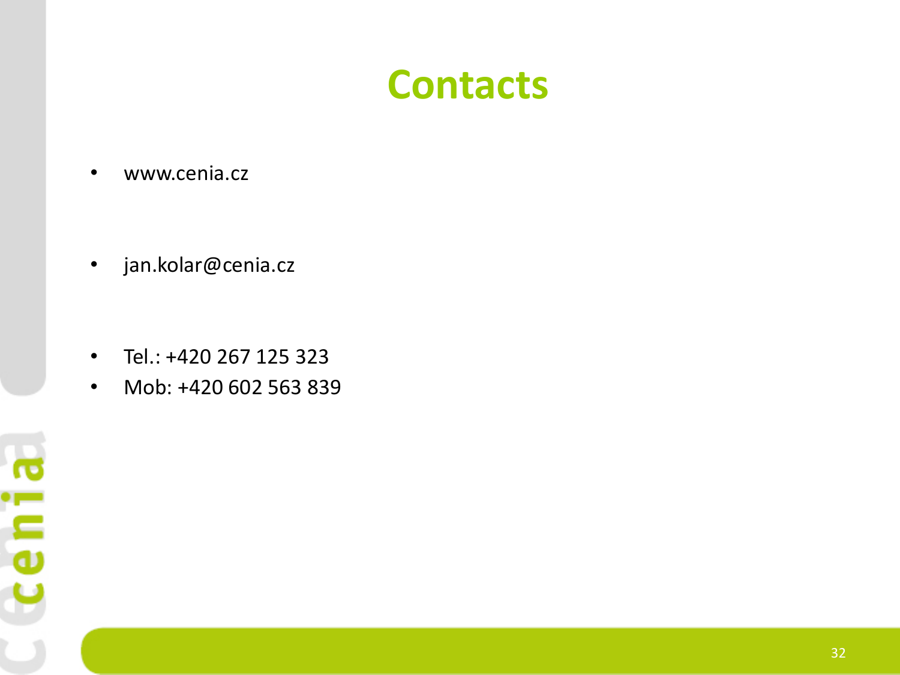# Contacts

- www.cenia.cz
- jan.kolar@cenia.cz
- Tel.: +420 267 125 323
- Mob: +420 602 563 839